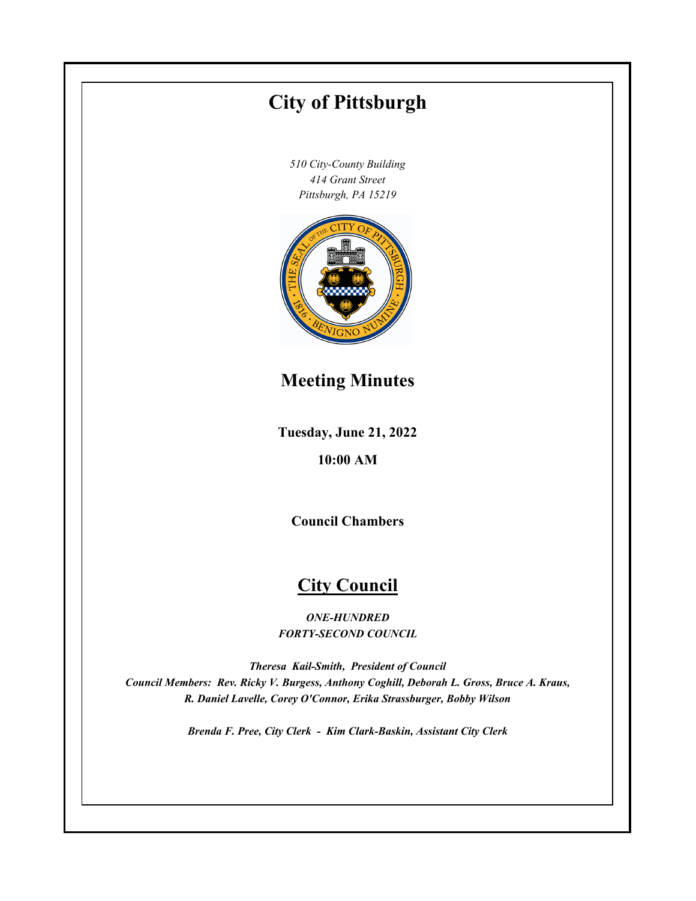# City of Pittsburgh

*510 City-County Building*
*414 Grant Street*
*Pittsburgh, PA 15219*

## Meeting Minutes

**Tuesday, June 21, 2022**

**10:00 AM**

**Council Chambers**

## City Council

***ONE-HUNDRED FORTY-SECOND COUNCIL***

***Theresa Kail-Smith, President of Council***
***Council Members: Rev. Ricky V. Burgess, Anthony Coghill, Deborah L. Gross, Bruce A. Kraus, R. Daniel Lavelle, Corey O'Connor, Erika Strassburger, Bobby Wilson***

***Brenda F. Pree, City Clerk - Kim Clark-Baskin, Assistant City Clerk***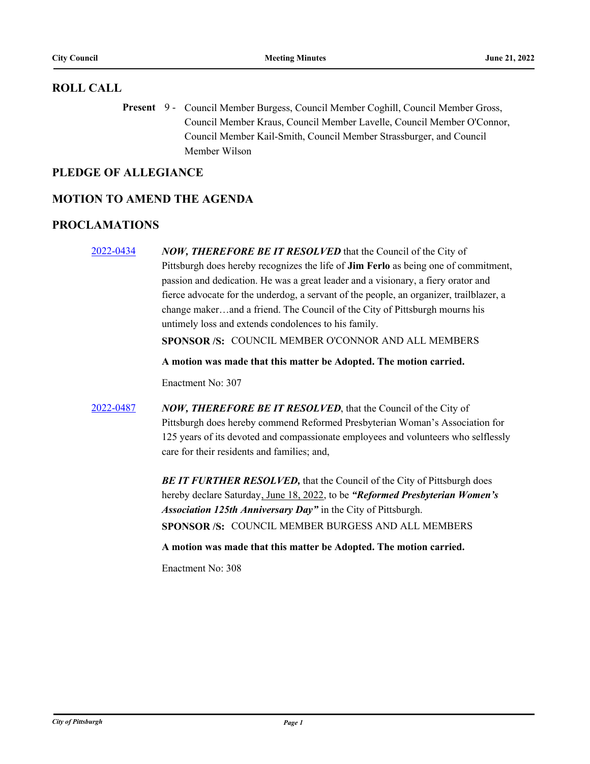## ROLL CALL

**Present** 9 - Council Member Burgess, Council Member Coghill, Council Member Gross, Council Member Kraus, Council Member Lavelle, Council Member O'Connor, Council Member Kail-Smith, Council Member Strassburger, and Council Member Wilson

## PLEDGE OF ALLEGIANCE

## MOTION TO AMEND THE AGENDA

## PROCLAMATIONS

2022-0434

***NOW, THEREFORE BE IT RESOLVED*** that the Council of the City of Pittsburgh does hereby recognizes the life of **Jim Ferlo** as being one of commitment, passion and dedication. He was a great leader and a visionary, a fiery orator and fierce advocate for the underdog, a servant of the people, an organizer, trailblazer, a change maker…and a friend. The Council of the City of Pittsburgh mourns his untimely loss and extends condolences to his family.

**SPONSOR /S:** COUNCIL MEMBER O'CONNOR AND ALL MEMBERS

**A motion was made that this matter be Adopted. The motion carried.**

Enactment No: 307

2022-0487

***NOW, THEREFORE BE IT RESOLVED***, that the Council of the City of Pittsburgh does hereby commend Reformed Presbyterian Woman's Association for 125 years of its devoted and compassionate employees and volunteers who selflessly care for their residents and families; and,

***BE IT FURTHER RESOLVED,*** that the Council of the City of Pittsburgh does hereby declare Saturday, June 18, 2022, to be ***"Reformed Presbyterian Women's Association 125th Anniversary Day"*** in the City of Pittsburgh.

**SPONSOR /S:** COUNCIL MEMBER BURGESS AND ALL MEMBERS

**A motion was made that this matter be Adopted. The motion carried.**

Enactment No: 308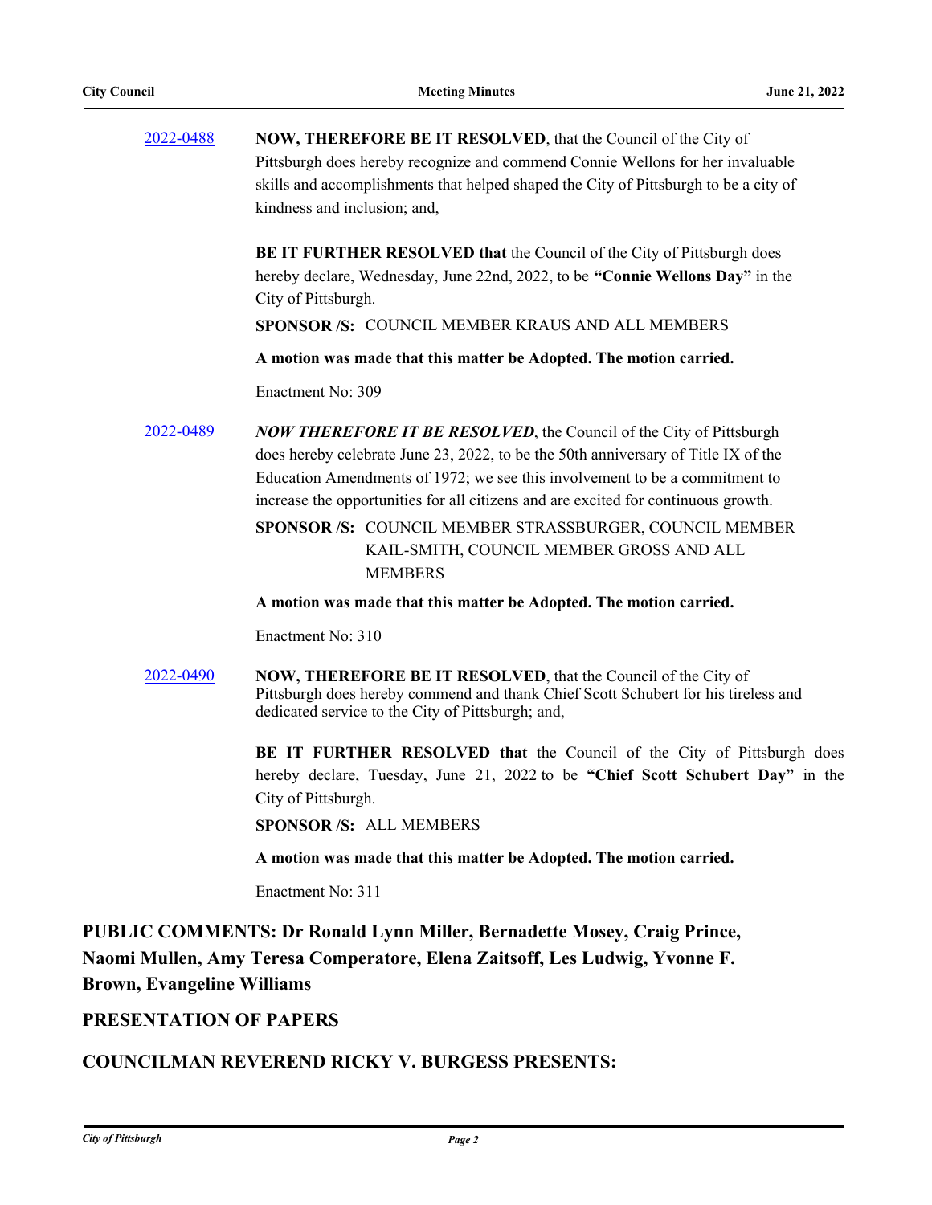[2022-0488](#) **NOW, THEREFORE BE IT RESOLVED**, that the Council of the City of Pittsburgh does hereby recognize and commend Connie Wellons for her invaluable skills and accomplishments that helped shaped the City of Pittsburgh to be a city of kindness and inclusion; and,

**BE IT FURTHER RESOLVED that** the Council of the City of Pittsburgh does hereby declare, Wednesday, June 22nd, 2022, to be **"Connie Wellons Day"** in the City of Pittsburgh.

**SPONSOR /S:** COUNCIL MEMBER KRAUS AND ALL MEMBERS

**A motion was made that this matter be Adopted. The motion carried.**

Enactment No: 309

[2022-0489](#) ***NOW THEREFORE IT BE RESOLVED***, the Council of the City of Pittsburgh does hereby celebrate June 23, 2022, to be the 50th anniversary of Title IX of the Education Amendments of 1972; we see this involvement to be a commitment to increase the opportunities for all citizens and are excited for continuous growth.

**SPONSOR /S:** COUNCIL MEMBER STRASSBURGER, COUNCIL MEMBER KAIL-SMITH, COUNCIL MEMBER GROSS AND ALL MEMBERS

**A motion was made that this matter be Adopted. The motion carried.**

Enactment No: 310

[2022-0490](#) **NOW, THEREFORE BE IT RESOLVED**, that the Council of the City of Pittsburgh does hereby commend and thank Chief Scott Schubert for his tireless and dedicated service to the City of Pittsburgh; and,

**BE IT FURTHER RESOLVED that** the Council of the City of Pittsburgh does hereby declare, Tuesday, June 21, 2022 to be **"Chief Scott Schubert Day"** in the City of Pittsburgh.

**SPONSOR /S:** ALL MEMBERS

**A motion was made that this matter be Adopted. The motion carried.**

Enactment No: 311

## PUBLIC COMMENTS: Dr Ronald Lynn Miller, Bernadette Mosey, Craig Prince, Naomi Mullen, Amy Teresa Comperatore, Elena Zaitsoff, Les Ludwig, Yvonne F. Brown, Evangeline Williams

## PRESENTATION OF PAPERS

## COUNCILMAN REVEREND RICKY V. BURGESS PRESENTS: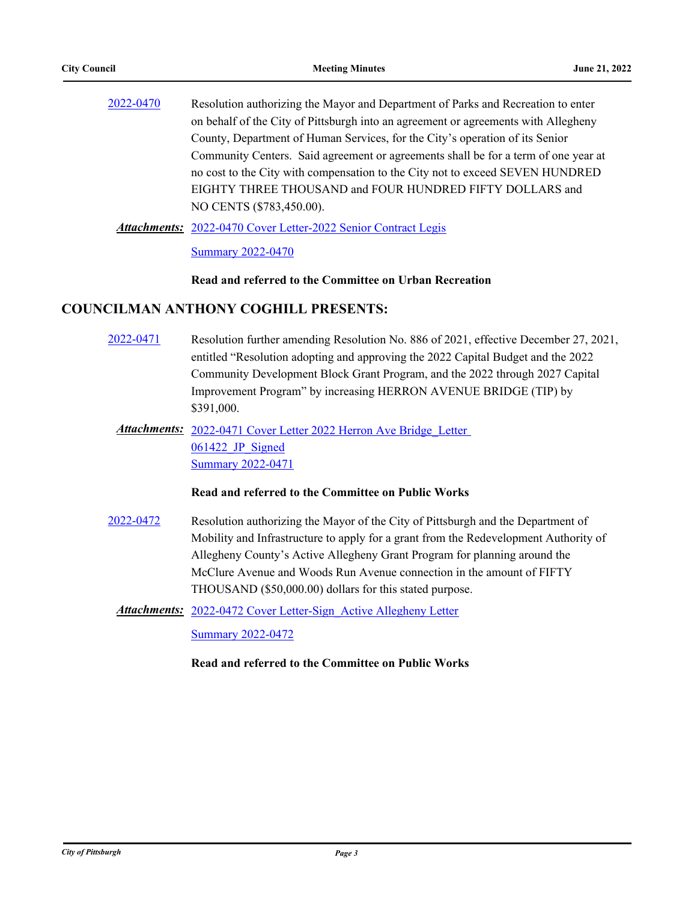2022-0470 Resolution authorizing the Mayor and Department of Parks and Recreation to enter on behalf of the City of Pittsburgh into an agreement or agreements with Allegheny County, Department of Human Services, for the City's operation of its Senior Community Centers. Said agreement or agreements shall be for a term of one year at no cost to the City with compensation to the City not to exceed SEVEN HUNDRED EIGHTY THREE THOUSAND and FOUR HUNDRED FIFTY DOLLARS and NO CENTS ($783,450.00).

***Attachments:*** 2022-0470 Cover Letter-2022 Senior Contract Legis

Summary 2022-0470

**Read and referred to the Committee on Urban Recreation**

## COUNCILMAN ANTHONY COGHILL PRESENTS:

2022-0471 Resolution further amending Resolution No. 886 of 2021, effective December 27, 2021, entitled "Resolution adopting and approving the 2022 Capital Budget and the 2022 Community Development Block Grant Program, and the 2022 through 2027 Capital Improvement Program" by increasing HERRON AVENUE BRIDGE (TIP) by $391,000.

***Attachments:*** 2022-0471 Cover Letter 2022 Herron Ave Bridge_Letter 061422_JP_Signed

Summary 2022-0471

**Read and referred to the Committee on Public Works**

2022-0472 Resolution authorizing the Mayor of the City of Pittsburgh and the Department of Mobility and Infrastructure to apply for a grant from the Redevelopment Authority of Allegheny County's Active Allegheny Grant Program for planning around the McClure Avenue and Woods Run Avenue connection in the amount of FIFTY THOUSAND ($50,000.00) dollars for this stated purpose.

***Attachments:*** 2022-0472 Cover Letter-Sign_Active Allegheny Letter

Summary 2022-0472

**Read and referred to the Committee on Public Works**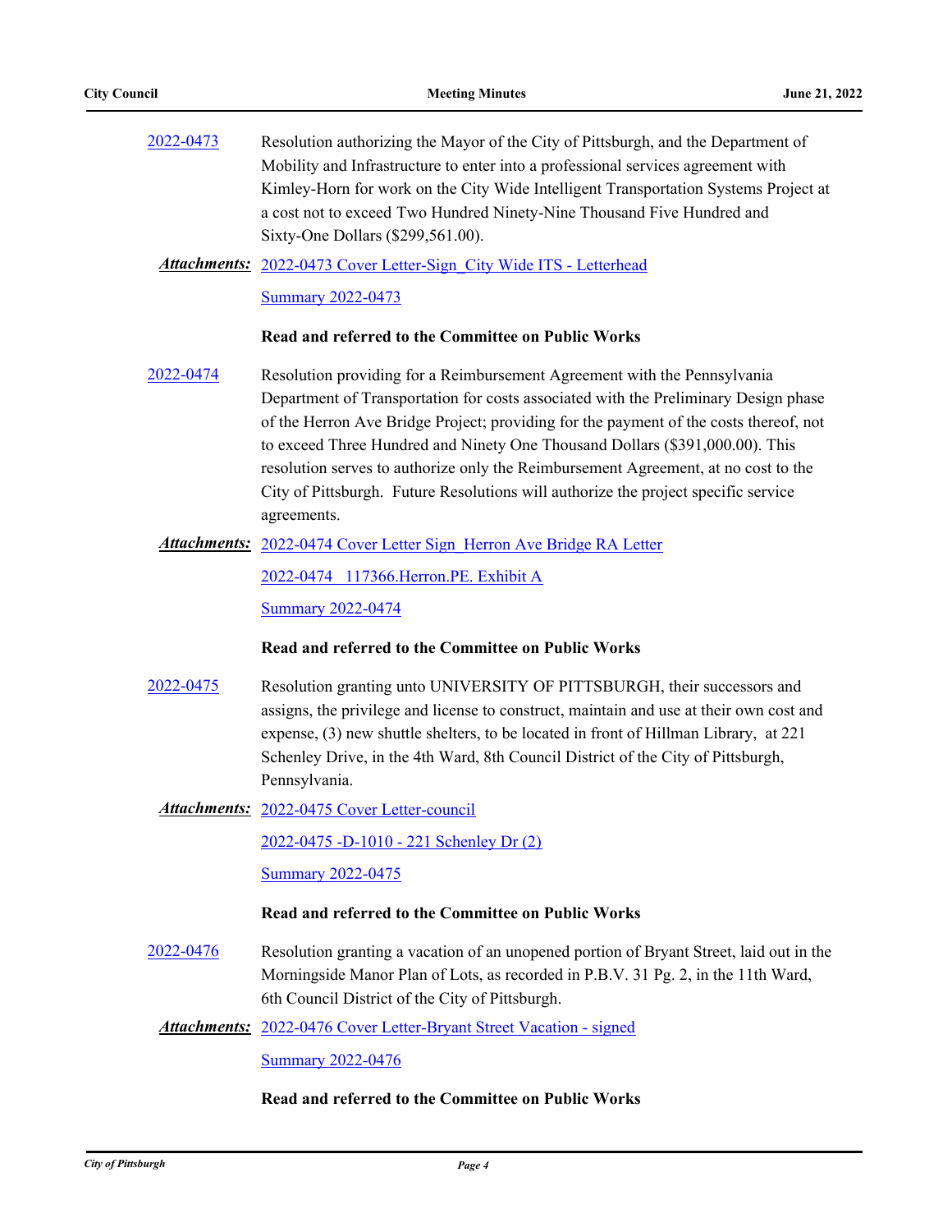2022-0473 Resolution authorizing the Mayor of the City of Pittsburgh, and the Department of Mobility and Infrastructure to enter into a professional services agreement with Kimley-Horn for work on the City Wide Intelligent Transportation Systems Project at a cost not to exceed Two Hundred Ninety-Nine Thousand Five Hundred and Sixty-One Dollars ($299,561.00).

***Attachments:*** 2022-0473 Cover Letter-Sign_City Wide ITS - Letterhead

Summary 2022-0473

**Read and referred to the Committee on Public Works**

2022-0474 Resolution providing for a Reimbursement Agreement with the Pennsylvania Department of Transportation for costs associated with the Preliminary Design phase of the Herron Ave Bridge Project; providing for the payment of the costs thereof, not to exceed Three Hundred and Ninety One Thousand Dollars ($391,000.00). This resolution serves to authorize only the Reimbursement Agreement, at no cost to the City of Pittsburgh. Future Resolutions will authorize the project specific service agreements.

***Attachments:*** 2022-0474 Cover Letter Sign_Herron Ave Bridge RA Letter

2022-0474 _117366.Herron.PE. Exhibit A

Summary 2022-0474

**Read and referred to the Committee on Public Works**

2022-0475 Resolution granting unto UNIVERSITY OF PITTSBURGH, their successors and assigns, the privilege and license to construct, maintain and use at their own cost and expense, (3) new shuttle shelters, to be located in front of Hillman Library, at 221 Schenley Drive, in the 4th Ward, 8th Council District of the City of Pittsburgh, Pennsylvania.

***Attachments:*** 2022-0475 Cover Letter-council

2022-0475 -D-1010 - 221 Schenley Dr (2)

Summary 2022-0475

**Read and referred to the Committee on Public Works**

2022-0476 Resolution granting a vacation of an unopened portion of Bryant Street, laid out in the Morningside Manor Plan of Lots, as recorded in P.B.V. 31 Pg. 2, in the 11th Ward, 6th Council District of the City of Pittsburgh.

***Attachments:*** 2022-0476 Cover Letter-Bryant Street Vacation - signed

Summary 2022-0476

**Read and referred to the Committee on Public Works**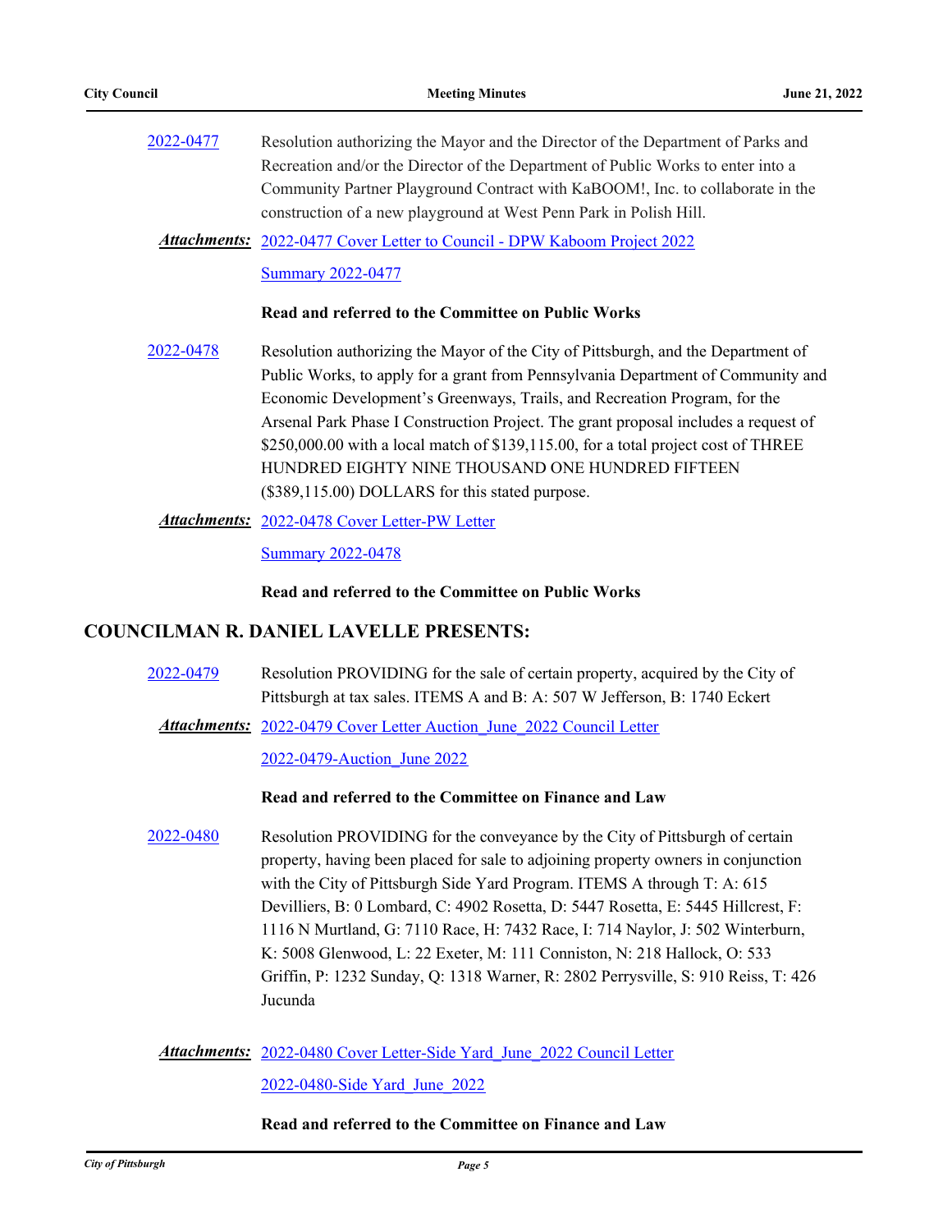2022-0477 Resolution authorizing the Mayor and the Director of the Department of Parks and Recreation and/or the Director of the Department of Public Works to enter into a Community Partner Playground Contract with KaBOOM!, Inc. to collaborate in the construction of a new playground at West Penn Park in Polish Hill.

***Attachments:*** 2022-0477 Cover Letter to Council - DPW Kaboom Project 2022

Summary 2022-0477

**Read and referred to the Committee on Public Works**

2022-0478 Resolution authorizing the Mayor of the City of Pittsburgh, and the Department of Public Works, to apply for a grant from Pennsylvania Department of Community and Economic Development's Greenways, Trails, and Recreation Program, for the Arsenal Park Phase I Construction Project. The grant proposal includes a request of $250,000.00 with a local match of $139,115.00, for a total project cost of THREE HUNDRED EIGHTY NINE THOUSAND ONE HUNDRED FIFTEEN ($389,115.00) DOLLARS for this stated purpose.

***Attachments:*** 2022-0478 Cover Letter-PW Letter

Summary 2022-0478

**Read and referred to the Committee on Public Works**

## COUNCILMAN R. DANIEL LAVELLE PRESENTS:

2022-0479 Resolution PROVIDING for the sale of certain property, acquired by the City of Pittsburgh at tax sales. ITEMS A and B: A: 507 W Jefferson, B: 1740 Eckert

***Attachments:*** 2022-0479 Cover Letter Auction_June_2022 Council Letter

2022-0479-Auction_June 2022

**Read and referred to the Committee on Finance and Law**

2022-0480 Resolution PROVIDING for the conveyance by the City of Pittsburgh of certain property, having been placed for sale to adjoining property owners in conjunction with the City of Pittsburgh Side Yard Program. ITEMS A through T: A: 615 Devilliers, B: 0 Lombard, C: 4902 Rosetta, D: 5447 Rosetta, E: 5445 Hillcrest, F: 1116 N Murtland, G: 7110 Race, H: 7432 Race, I: 714 Naylor, J: 502 Winterburn, K: 5008 Glenwood, L: 22 Exeter, M: 111 Conniston, N: 218 Hallock, O: 533 Griffin, P: 1232 Sunday, Q: 1318 Warner, R: 2802 Perrysville, S: 910 Reiss, T: 426 Jucunda

***Attachments:*** 2022-0480 Cover Letter-Side Yard_June_2022 Council Letter

2022-0480-Side Yard_June_2022

**Read and referred to the Committee on Finance and Law**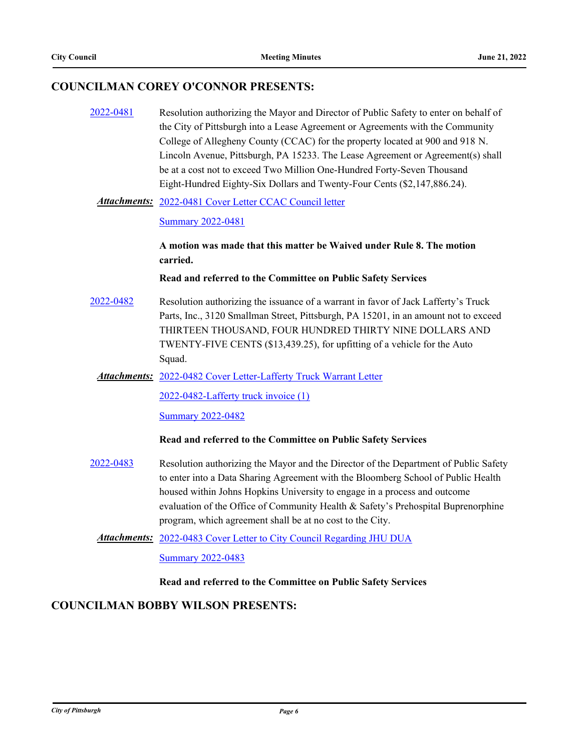## COUNCILMAN COREY O'CONNOR PRESENTS:

2022-0481 Resolution authorizing the Mayor and Director of Public Safety to enter on behalf of the City of Pittsburgh into a Lease Agreement or Agreements with the Community College of Allegheny County (CCAC) for the property located at 900 and 918 N. Lincoln Avenue, Pittsburgh, PA 15233. The Lease Agreement or Agreement(s) shall be at a cost not to exceed Two Million One-Hundred Forty-Seven Thousand Eight-Hundred Eighty-Six Dollars and Twenty-Four Cents ($2,147,886.24).

***Attachments:*** 2022-0481 Cover Letter CCAC Council letter

Summary 2022-0481

**A motion was made that this matter be Waived under Rule 8. The motion carried.**

**Read and referred to the Committee on Public Safety Services**

2022-0482 Resolution authorizing the issuance of a warrant in favor of Jack Lafferty's Truck Parts, Inc., 3120 Smallman Street, Pittsburgh, PA 15201, in an amount not to exceed THIRTEEN THOUSAND, FOUR HUNDRED THIRTY NINE DOLLARS AND TWENTY-FIVE CENTS ($13,439.25), for upfitting of a vehicle for the Auto Squad.

***Attachments:*** 2022-0482 Cover Letter-Lafferty Truck Warrant Letter

2022-0482-Lafferty truck invoice (1)

Summary 2022-0482

**Read and referred to the Committee on Public Safety Services**

2022-0483 Resolution authorizing the Mayor and the Director of the Department of Public Safety to enter into a Data Sharing Agreement with the Bloomberg School of Public Health housed within Johns Hopkins University to engage in a process and outcome evaluation of the Office of Community Health & Safety's Prehospital Buprenorphine program, which agreement shall be at no cost to the City.

***Attachments:*** 2022-0483 Cover Letter to City Council Regarding JHU DUA

Summary 2022-0483

**Read and referred to the Committee on Public Safety Services**

## COUNCILMAN BOBBY WILSON PRESENTS: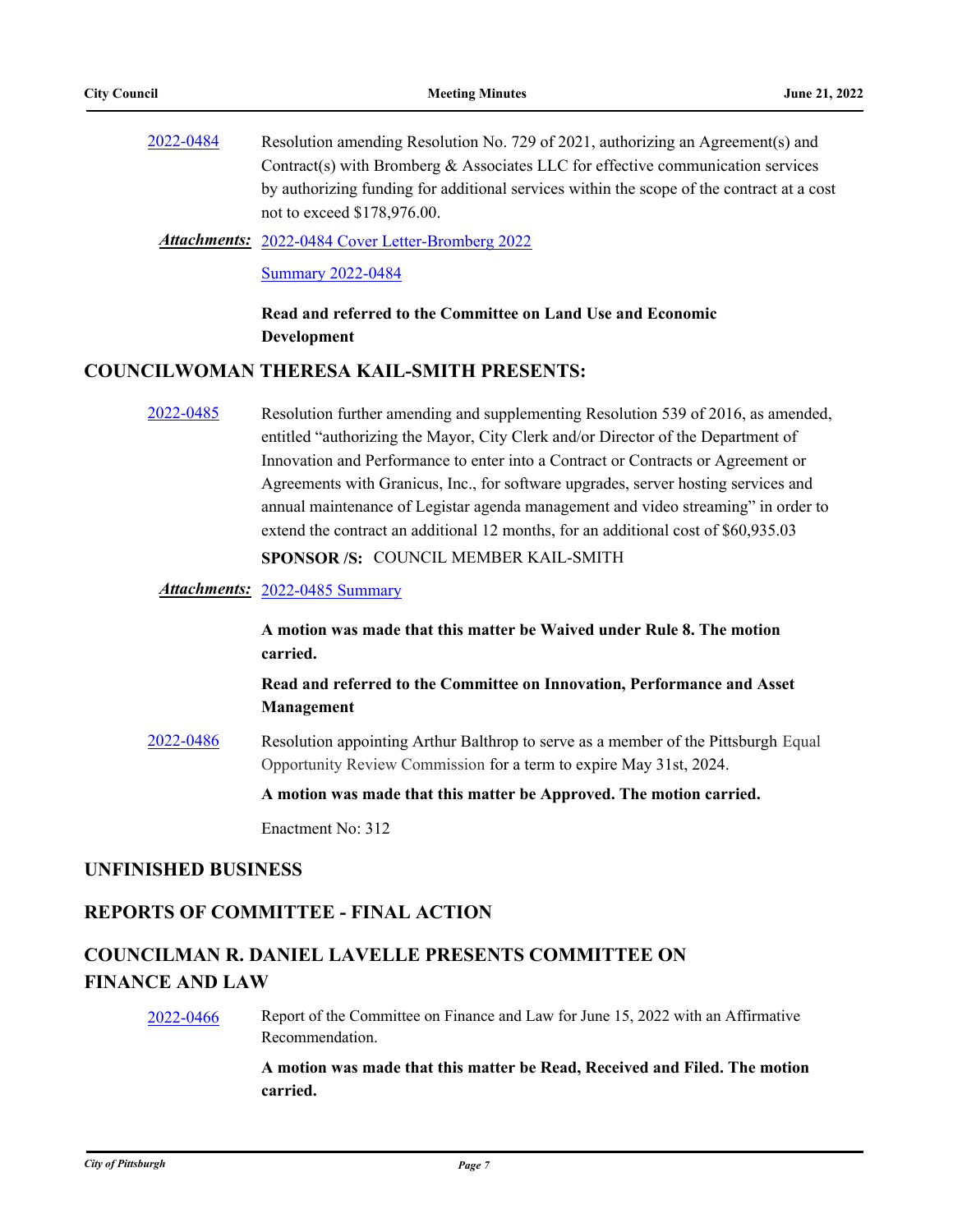2022-0484 Resolution amending Resolution No. 729 of 2021, authorizing an Agreement(s) and Contract(s) with Bromberg & Associates LLC for effective communication services by authorizing funding for additional services within the scope of the contract at a cost not to exceed $178,976.00.

***Attachments:*** 2022-0484 Cover Letter-Bromberg 2022

Summary 2022-0484

**Read and referred to the Committee on Land Use and Economic Development**

## COUNCILWOMAN THERESA KAIL-SMITH PRESENTS:

2022-0485 Resolution further amending and supplementing Resolution 539 of 2016, as amended, entitled “authorizing the Mayor, City Clerk and/or Director of the Department of Innovation and Performance to enter into a Contract or Contracts or Agreement or Agreements with Granicus, Inc., for software upgrades, server hosting services and annual maintenance of Legistar agenda management and video streaming” in order to extend the contract an additional 12 months, for an additional cost of $60,935.03

**SPONSOR /S:** COUNCIL MEMBER KAIL-SMITH

***Attachments:*** 2022-0485 Summary

**A motion was made that this matter be Waived under Rule 8. The motion carried.**

**Read and referred to the Committee on Innovation, Performance and Asset Management**

2022-0486 Resolution appointing Arthur Balthrop to serve as a member of the Pittsburgh Equal Opportunity Review Commission for a term to expire May 31st, 2024.

**A motion was made that this matter be Approved. The motion carried.**

Enactment No: 312

## UNFINISHED BUSINESS

## REPORTS OF COMMITTEE - FINAL ACTION

## COUNCILMAN R. DANIEL LAVELLE PRESENTS COMMITTEE ON FINANCE AND LAW

2022-0466 Report of the Committee on Finance and Law for June 15, 2022 with an Affirmative Recommendation.

**A motion was made that this matter be Read, Received and Filed. The motion carried.**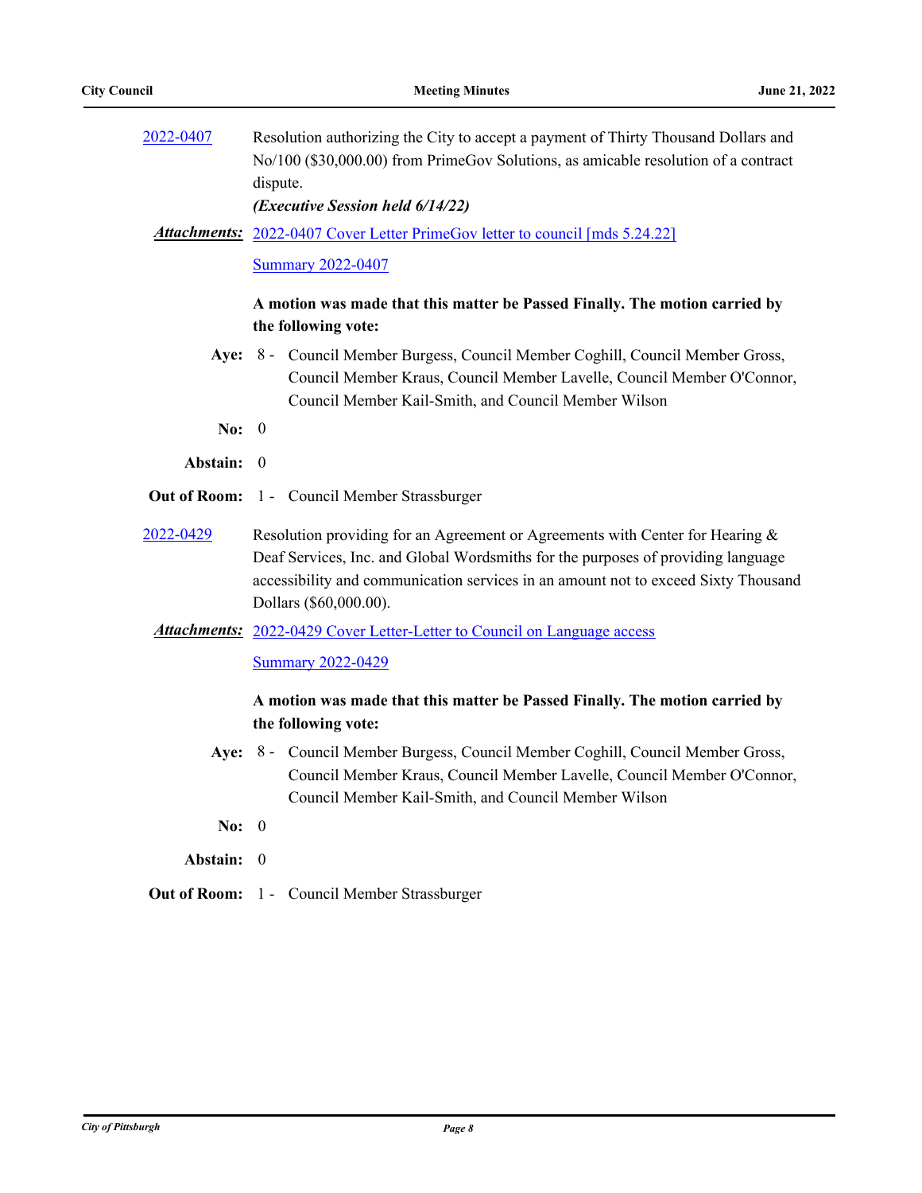**2022-0407** Resolution authorizing the City to accept a payment of Thirty Thousand Dollars and No/100 ($30,000.00) from PrimeGov Solutions, as amicable resolution of a contract dispute.

***(Executive Session held 6/14/22)***

***Attachments:*** 2022-0407 Cover Letter PrimeGov letter to council [mds 5.24.22]

Summary 2022-0407

**A motion was made that this matter be Passed Finally. The motion carried by the following vote:**

**Aye:** 8 - Council Member Burgess, Council Member Coghill, Council Member Gross, Council Member Kraus, Council Member Lavelle, Council Member O'Connor, Council Member Kail-Smith, and Council Member Wilson

**No:** 0

**Abstain:** 0

**Out of Room:** 1 - Council Member Strassburger

**2022-0429** Resolution providing for an Agreement or Agreements with Center for Hearing & Deaf Services, Inc. and Global Wordsmiths for the purposes of providing language accessibility and communication services in an amount not to exceed Sixty Thousand Dollars ($60,000.00).

***Attachments:*** 2022-0429 Cover Letter-Letter to Council on Language access

Summary 2022-0429

**A motion was made that this matter be Passed Finally. The motion carried by the following vote:**

**Aye:** 8 - Council Member Burgess, Council Member Coghill, Council Member Gross, Council Member Kraus, Council Member Lavelle, Council Member O'Connor, Council Member Kail-Smith, and Council Member Wilson

**No:** 0

**Abstain:** 0

**Out of Room:** 1 - Council Member Strassburger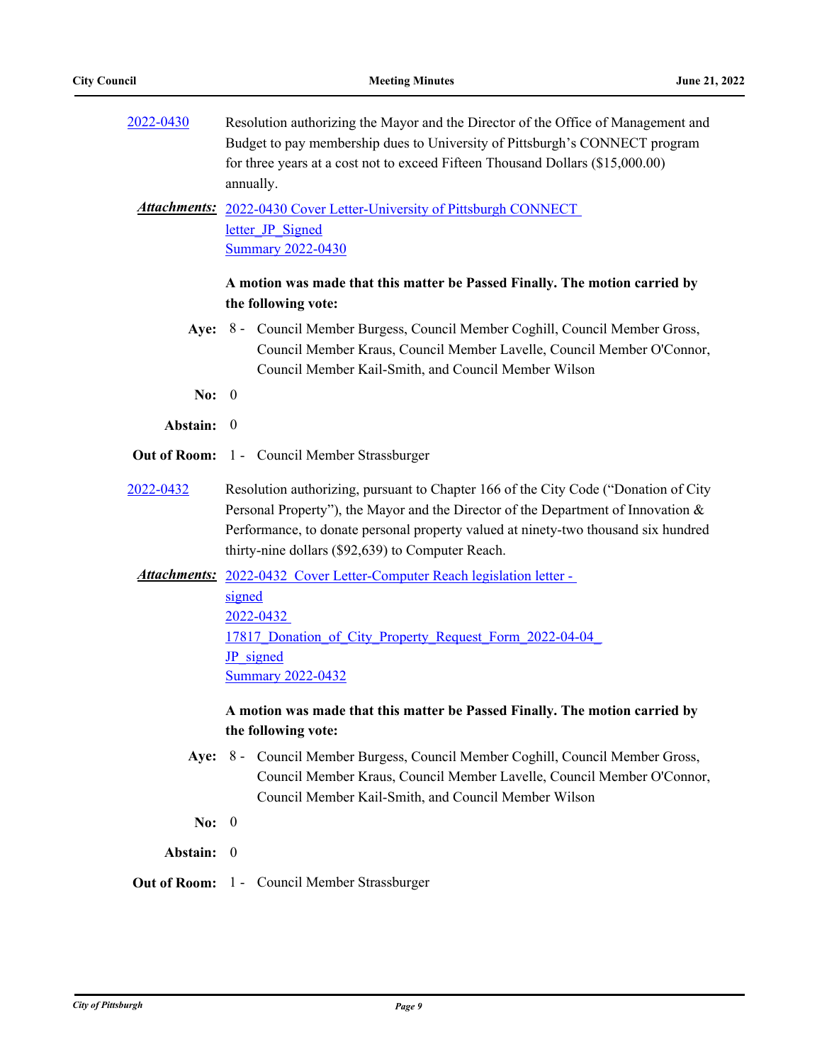2022-0430 Resolution authorizing the Mayor and the Director of the Office of Management and Budget to pay membership dues to University of Pittsburgh's CONNECT program for three years at a cost not to exceed Fifteen Thousand Dollars ($15,000.00) annually.

***Attachments:*** 2022-0430 Cover Letter-University of Pittsburgh CONNECT letter_JP_Signed
Summary 2022-0430

**A motion was made that this matter be Passed Finally. The motion carried by the following vote:**

**Aye:** 8 - Council Member Burgess, Council Member Coghill, Council Member Gross, Council Member Kraus, Council Member Lavelle, Council Member O'Connor, Council Member Kail-Smith, and Council Member Wilson

**No:** 0

**Abstain:** 0

**Out of Room:** 1 - Council Member Strassburger

2022-0432 Resolution authorizing, pursuant to Chapter 166 of the City Code ("Donation of City Personal Property"), the Mayor and the Director of the Department of Innovation & Performance, to donate personal property valued at ninety-two thousand six hundred thirty-nine dollars ($92,639) to Computer Reach.

***Attachments:*** 2022-0432 Cover Letter-Computer Reach legislation letter - signed
2022-0432 17817_Donation_of_City_Property_Request_Form_2022-04-04_JP_signed
Summary 2022-0432

**A motion was made that this matter be Passed Finally. The motion carried by the following vote:**

**Aye:** 8 - Council Member Burgess, Council Member Coghill, Council Member Gross, Council Member Kraus, Council Member Lavelle, Council Member O'Connor, Council Member Kail-Smith, and Council Member Wilson

**No:** 0

**Abstain:** 0

**Out of Room:** 1 - Council Member Strassburger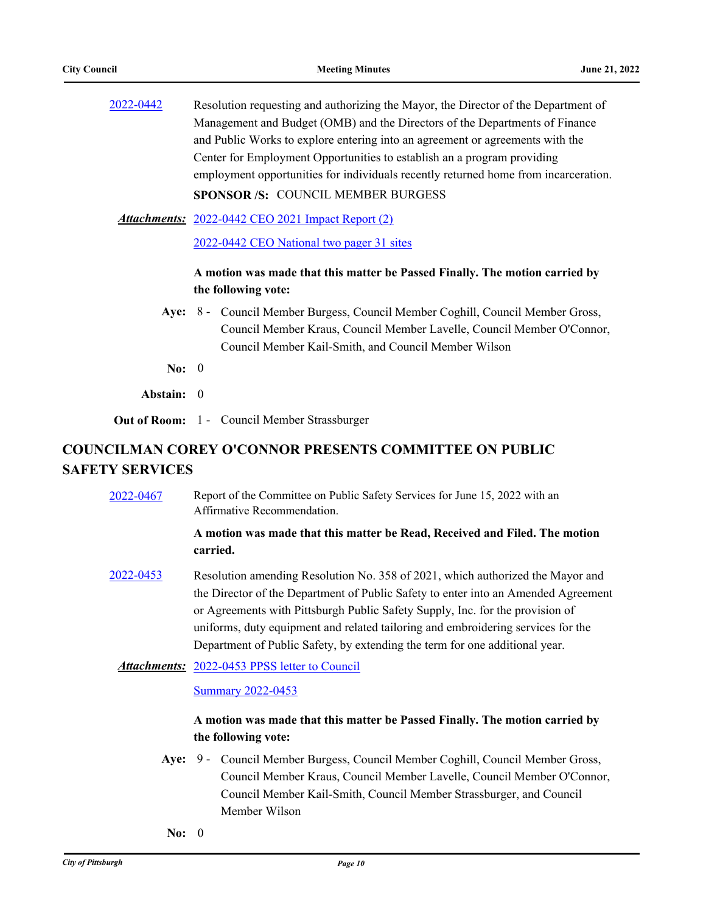2022-0442 Resolution requesting and authorizing the Mayor, the Director of the Department of Management and Budget (OMB) and the Directors of the Departments of Finance and Public Works to explore entering into an agreement or agreements with the Center for Employment Opportunities to establish an a program providing employment opportunities for individuals recently returned home from incarceration.

**SPONSOR /S:** COUNCIL MEMBER BURGESS

***Attachments:*** 2022-0442 CEO 2021 Impact Report (2)

2022-0442 CEO National two pager 31 sites

**A motion was made that this matter be Passed Finally. The motion carried by the following vote:**

**Aye:** 8 - Council Member Burgess, Council Member Coghill, Council Member Gross, Council Member Kraus, Council Member Lavelle, Council Member O'Connor, Council Member Kail-Smith, and Council Member Wilson

**No:** 0

**Abstain:** 0

**Out of Room:** 1 - Council Member Strassburger

## COUNCILMAN COREY O'CONNOR PRESENTS COMMITTEE ON PUBLIC SAFETY SERVICES

2022-0467 Report of the Committee on Public Safety Services for June 15, 2022 with an Affirmative Recommendation.

**A motion was made that this matter be Read, Received and Filed. The motion carried.**

2022-0453 Resolution amending Resolution No. 358 of 2021, which authorized the Mayor and the Director of the Department of Public Safety to enter into an Amended Agreement or Agreements with Pittsburgh Public Safety Supply, Inc. for the provision of uniforms, duty equipment and related tailoring and embroidering services for the Department of Public Safety, by extending the term for one additional year.

***Attachments:*** 2022-0453 PPSS letter to Council

Summary 2022-0453

**A motion was made that this matter be Passed Finally. The motion carried by the following vote:**

**Aye:** 9 - Council Member Burgess, Council Member Coghill, Council Member Gross, Council Member Kraus, Council Member Lavelle, Council Member O'Connor, Council Member Kail-Smith, Council Member Strassburger, and Council Member Wilson

**No:** 0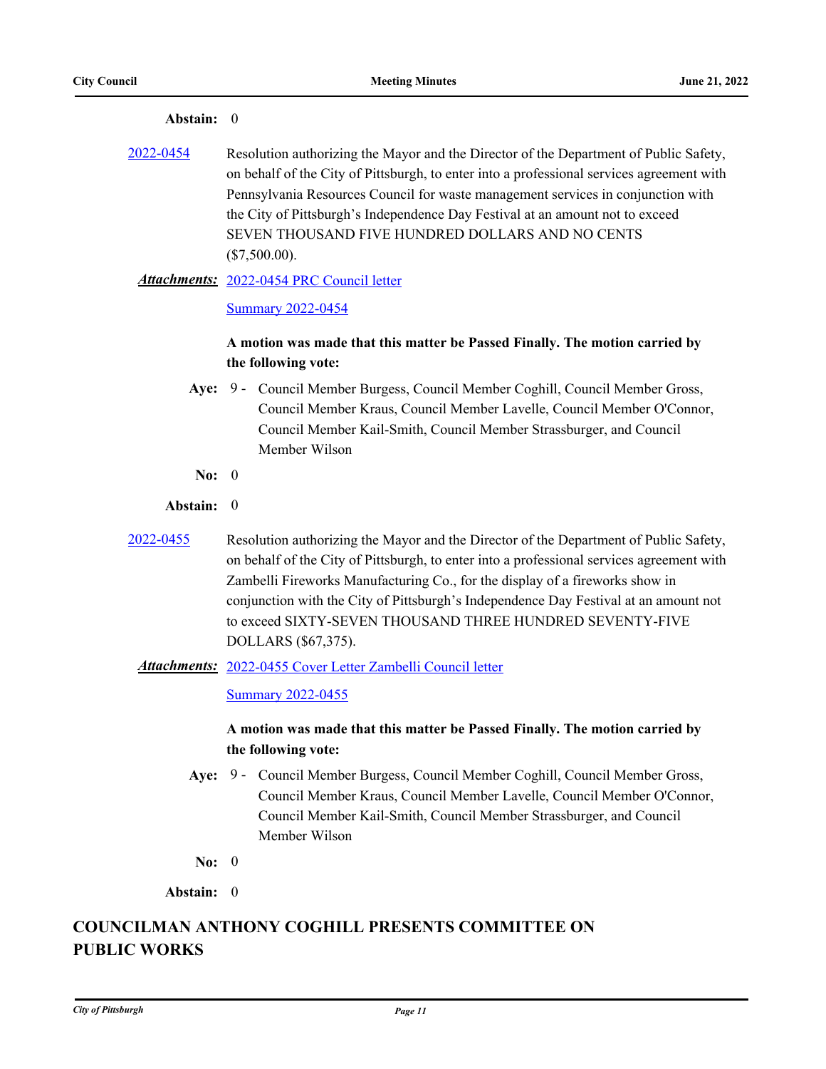**Abstain:** 0

**2022-0454** Resolution authorizing the Mayor and the Director of the Department of Public Safety, on behalf of the City of Pittsburgh, to enter into a professional services agreement with Pennsylvania Resources Council for waste management services in conjunction with the City of Pittsburgh's Independence Day Festival at an amount not to exceed SEVEN THOUSAND FIVE HUNDRED DOLLARS AND NO CENTS ($7,500.00).

***Attachments:*** 2022-0454 PRC Council letter

Summary 2022-0454

**A motion was made that this matter be Passed Finally. The motion carried by the following vote:**

**Aye:** 9 - Council Member Burgess, Council Member Coghill, Council Member Gross, Council Member Kraus, Council Member Lavelle, Council Member O'Connor, Council Member Kail-Smith, Council Member Strassburger, and Council Member Wilson

**No:** 0

**Abstain:** 0

**2022-0455** Resolution authorizing the Mayor and the Director of the Department of Public Safety, on behalf of the City of Pittsburgh, to enter into a professional services agreement with Zambelli Fireworks Manufacturing Co., for the display of a fireworks show in conjunction with the City of Pittsburgh's Independence Day Festival at an amount not to exceed SIXTY-SEVEN THOUSAND THREE HUNDRED SEVENTY-FIVE DOLLARS ($67,375).

***Attachments:*** 2022-0455 Cover Letter Zambelli Council letter

Summary 2022-0455

**A motion was made that this matter be Passed Finally. The motion carried by the following vote:**

**Aye:** 9 - Council Member Burgess, Council Member Coghill, Council Member Gross, Council Member Kraus, Council Member Lavelle, Council Member O'Connor, Council Member Kail-Smith, Council Member Strassburger, and Council Member Wilson

**No:** 0

**Abstain:** 0

## COUNCILMAN ANTHONY COGHILL PRESENTS COMMITTEE ON PUBLIC WORKS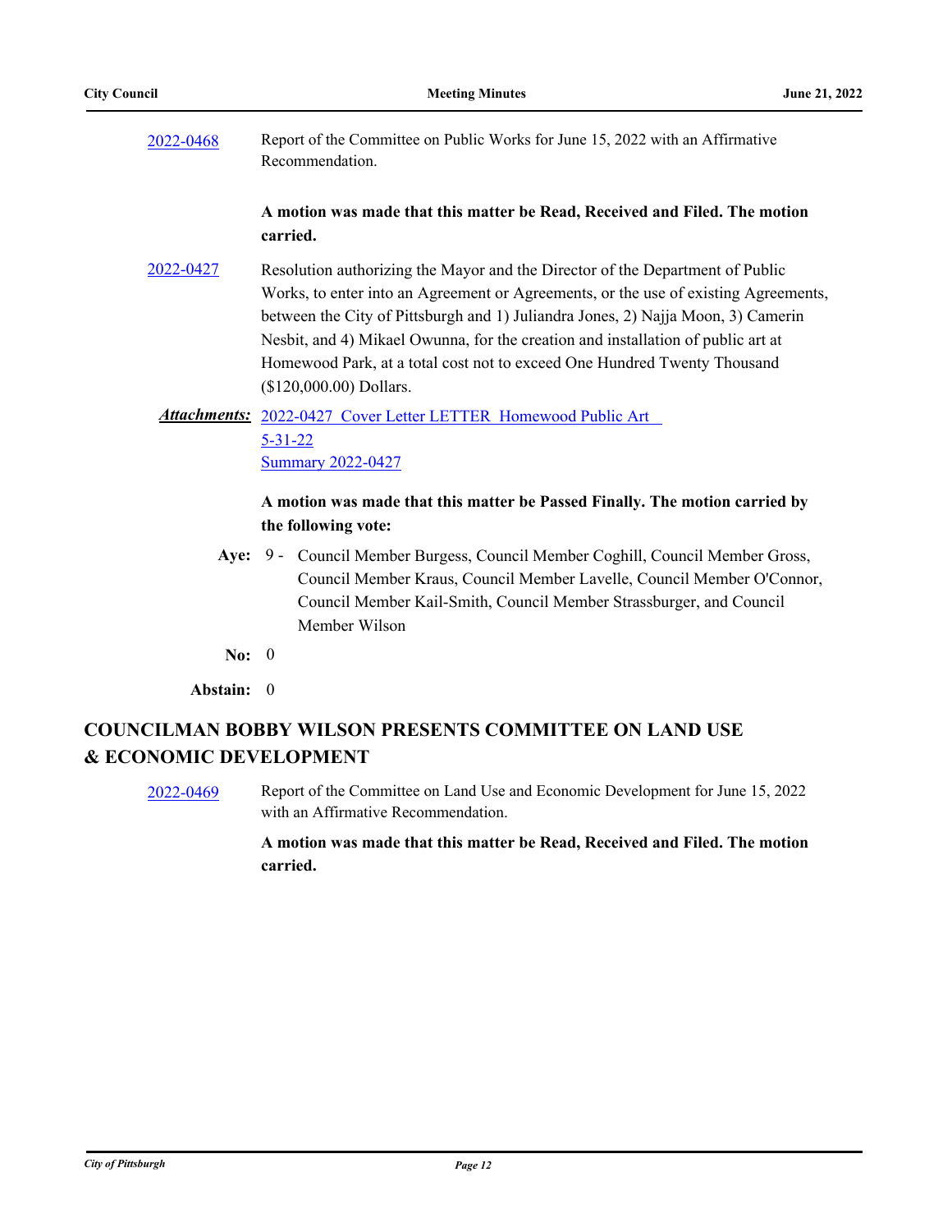2022-0468 Report of the Committee on Public Works for June 15, 2022 with an Affirmative Recommendation.

**A motion was made that this matter be Read, Received and Filed. The motion carried.**

2022-0427 Resolution authorizing the Mayor and the Director of the Department of Public Works, to enter into an Agreement or Agreements, or the use of existing Agreements, between the City of Pittsburgh and 1) Juliandra Jones, 2) Najja Moon, 3) Camerin Nesbit, and 4) Mikael Owunna, for the creation and installation of public art at Homewood Park, at a total cost not to exceed One Hundred Twenty Thousand ($120,000.00) Dollars.

***Attachments:*** 2022-0427 Cover Letter LETTER Homewood Public Art 5-31-22
Summary 2022-0427

**A motion was made that this matter be Passed Finally. The motion carried by the following vote:**

**Aye:** 9 - Council Member Burgess, Council Member Coghill, Council Member Gross, Council Member Kraus, Council Member Lavelle, Council Member O'Connor, Council Member Kail-Smith, Council Member Strassburger, and Council Member Wilson

**No:** 0

**Abstain:** 0

## COUNCILMAN BOBBY WILSON PRESENTS COMMITTEE ON LAND USE & ECONOMIC DEVELOPMENT

2022-0469 Report of the Committee on Land Use and Economic Development for June 15, 2022 with an Affirmative Recommendation.

**A motion was made that this matter be Read, Received and Filed. The motion carried.**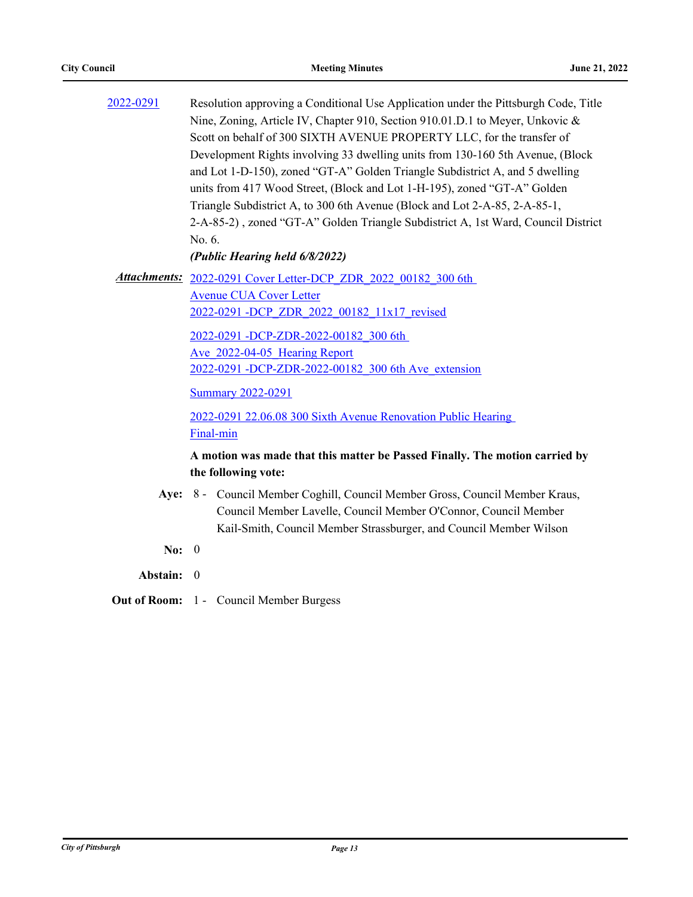2022-0291 Resolution approving a Conditional Use Application under the Pittsburgh Code, Title Nine, Zoning, Article IV, Chapter 910, Section 910.01.D.1 to Meyer, Unkovic & Scott on behalf of 300 SIXTH AVENUE PROPERTY LLC, for the transfer of Development Rights involving 33 dwelling units from 130-160 5th Avenue, (Block and Lot 1-D-150), zoned "GT-A" Golden Triangle Subdistrict A, and 5 dwelling units from 417 Wood Street, (Block and Lot 1-H-195), zoned "GT-A" Golden Triangle Subdistrict A, to 300 6th Avenue (Block and Lot 2-A-85, 2-A-85-1, 2-A-85-2) , zoned "GT-A" Golden Triangle Subdistrict A, 1st Ward, Council District No. 6.

***(Public Hearing held 6/8/2022)***

***Attachments:*** 2022-0291 Cover Letter-DCP_ZDR_2022_00182_300 6th Avenue CUA Cover Letter
2022-0291 -DCP_ZDR_2022_00182_11x17_revised
2022-0291 -DCP-ZDR-2022-00182_300 6th Ave_2022-04-05_Hearing Report
2022-0291 -DCP-ZDR-2022-00182_300 6th Ave_extension
Summary 2022-0291
2022-0291 22.06.08 300 Sixth Avenue Renovation Public Hearing Final-min

**A motion was made that this matter be Passed Finally. The motion carried by the following vote:**

**Aye:** 8 - Council Member Coghill, Council Member Gross, Council Member Kraus, Council Member Lavelle, Council Member O'Connor, Council Member Kail-Smith, Council Member Strassburger, and Council Member Wilson

**No:** 0

**Abstain:** 0

**Out of Room:** 1 - Council Member Burgess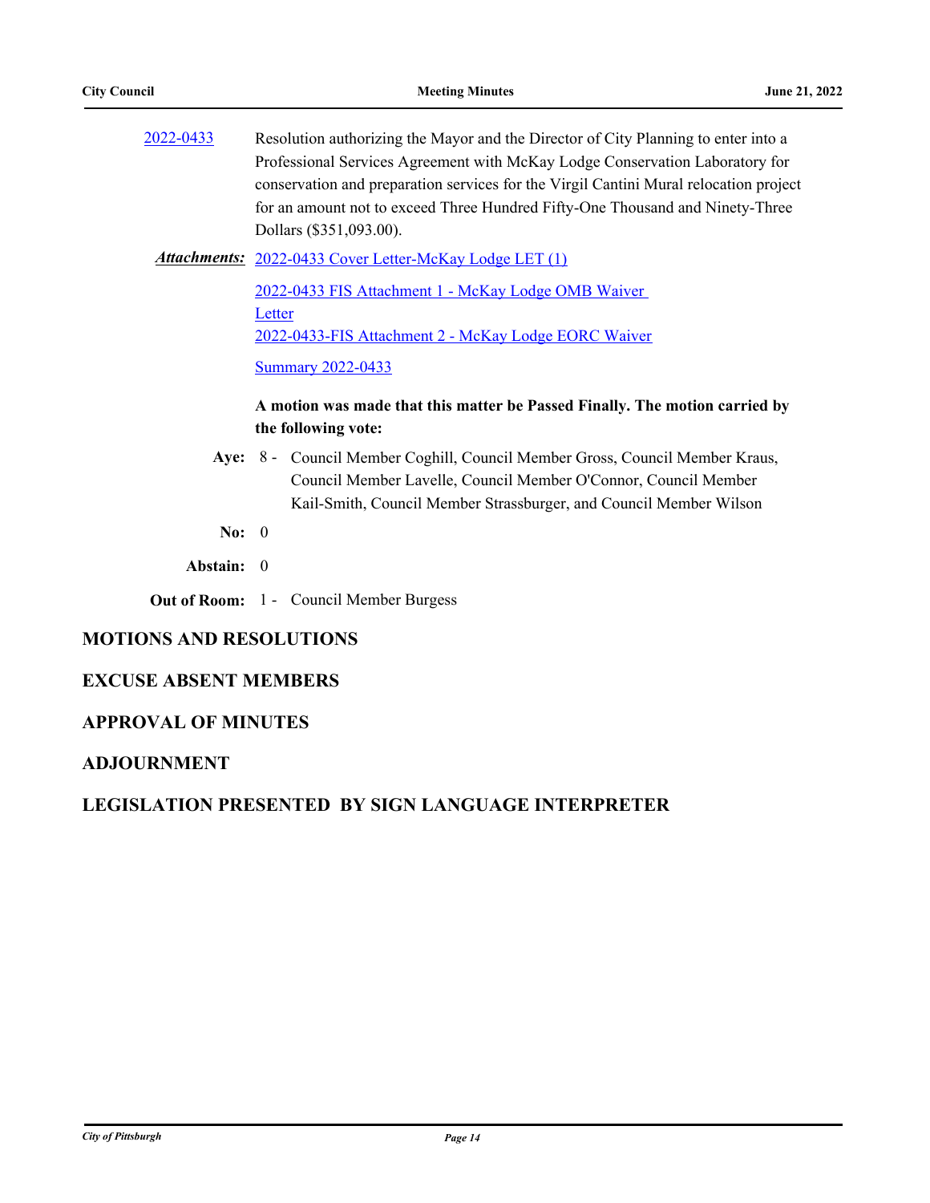2022-0433 Resolution authorizing the Mayor and the Director of City Planning to enter into a Professional Services Agreement with McKay Lodge Conservation Laboratory for conservation and preparation services for the Virgil Cantini Mural relocation project for an amount not to exceed Three Hundred Fifty-One Thousand and Ninety-Three Dollars ($351,093.00).

***Attachments:*** 2022-0433 Cover Letter-McKay Lodge LET (1)

2022-0433 FIS Attachment 1 - McKay Lodge OMB Waiver Letter

2022-0433-FIS Attachment 2 - McKay Lodge EORC Waiver

Summary 2022-0433

**A motion was made that this matter be Passed Finally. The motion carried by the following vote:**

**Aye:** 8 - Council Member Coghill, Council Member Gross, Council Member Kraus, Council Member Lavelle, Council Member O'Connor, Council Member Kail-Smith, Council Member Strassburger, and Council Member Wilson

**No:** 0

**Abstain:** 0

**Out of Room:** 1 - Council Member Burgess

## MOTIONS AND RESOLUTIONS

## EXCUSE ABSENT MEMBERS

## APPROVAL OF MINUTES

## ADJOURNMENT

## LEGISLATION PRESENTED BY SIGN LANGUAGE INTERPRETER